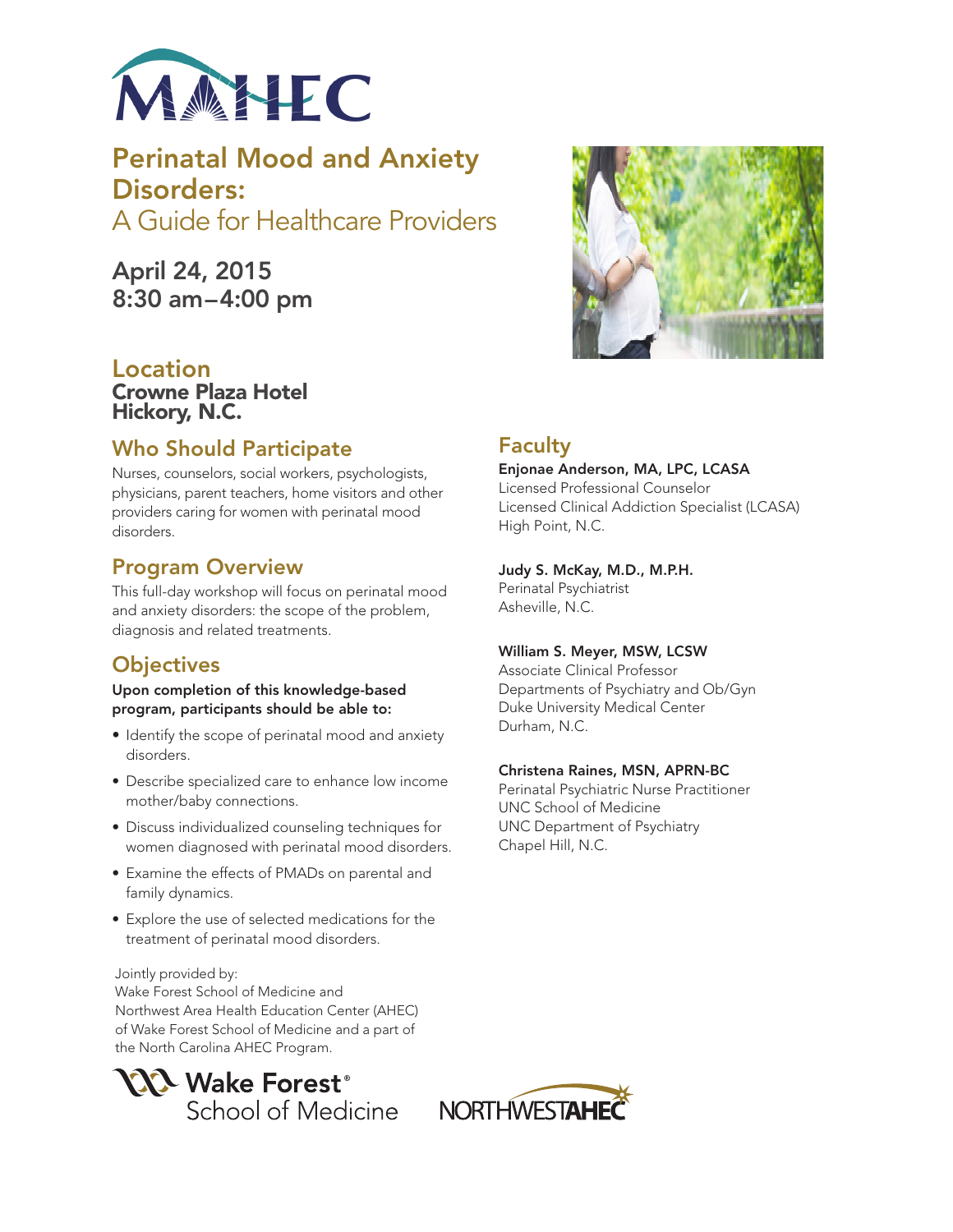MAHEC

# Perinatal Mood and Anxiety Disorders:

## A Guide for Healthcare Providers

**April 24, 2015**
**8:30 am–4:00 pm**

## Location

**Crowne Plaza Hotel**
**Hickory, N.C.**

## Who Should Participate

Nurses, counselors, social workers, psychologists, physicians, parent teachers, home visitors and other providers caring for women with perinatal mood disorders.

## Program Overview

This full-day workshop will focus on perinatal mood and anxiety disorders: the scope of the problem, diagnosis and related treatments.

## Objectives

**Upon completion of this knowledge-based program, participants should be able to:**

- Identify the scope of perinatal mood and anxiety disorders.
- Describe specialized care to enhance low income mother/baby connections.
- Discuss individualized counseling techniques for women diagnosed with perinatal mood disorders.
- Examine the effects of PMADs on parental and family dynamics.
- Explore the use of selected medications for the treatment of perinatal mood disorders.

Jointly provided by:
Wake Forest School of Medicine and
Northwest Area Health Education Center (AHEC)
of Wake Forest School of Medicine and a part of
the North Carolina AHEC Program.

## Faculty

**Enjonae Anderson, MA, LPC, LCASA**
Licensed Professional Counselor
Licensed Clinical Addiction Specialist (LCASA)
High Point, N.C.

**Judy S. McKay, M.D., M.P.H.**
Perinatal Psychiatrist
Asheville, N.C.

**William S. Meyer, MSW, LCSW**
Associate Clinical Professor
Departments of Psychiatry and Ob/Gyn
Duke University Medical Center
Durham, N.C.

**Christena Raines, MSN, APRN-BC**
Perinatal Psychiatric Nurse Practitioner
UNC School of Medicine
UNC Department of Psychiatry
Chapel Hill, N.C.

Wake Forest® School of Medicine

NORTHWEST AHEC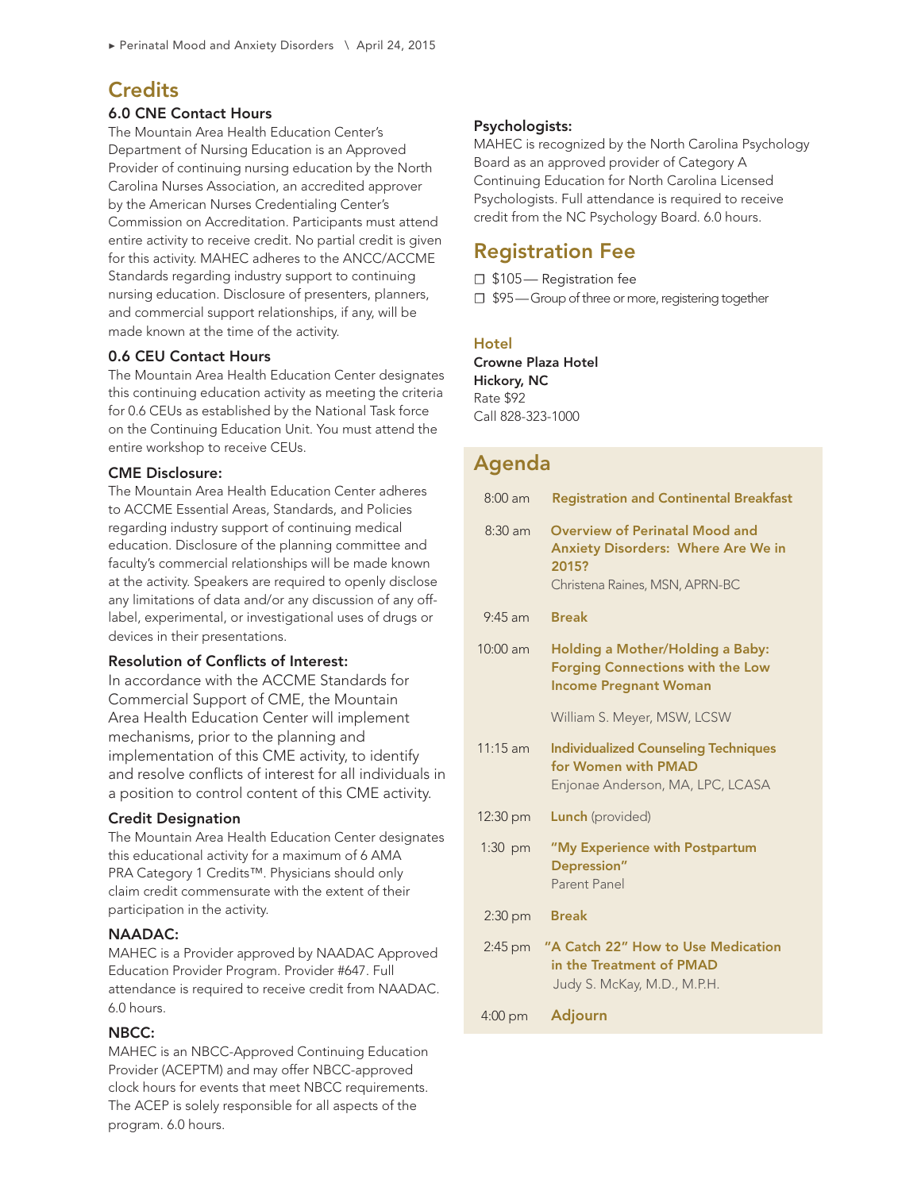## Credits

### 6.0 CNE Contact Hours

The Mountain Area Health Education Center's Department of Nursing Education is an Approved Provider of continuing nursing education by the North Carolina Nurses Association, an accredited approver by the American Nurses Credentialing Center's Commission on Accreditation. Participants must attend entire activity to receive credit. No partial credit is given for this activity. MAHEC adheres to the ANCC/ACCME Standards regarding industry support to continuing nursing education. Disclosure of presenters, planners, and commercial support relationships, if any, will be made known at the time of the activity.

### 0.6 CEU Contact Hours

The Mountain Area Health Education Center designates this continuing education activity as meeting the criteria for 0.6 CEUs as established by the National Task force on the Continuing Education Unit. You must attend the entire workshop to receive CEUs.

### CME Disclosure:

The Mountain Area Health Education Center adheres to ACCME Essential Areas, Standards, and Policies regarding industry support of continuing medical education. Disclosure of the planning committee and faculty's commercial relationships will be made known at the activity. Speakers are required to openly disclose any limitations of data and/or any discussion of any off-label, experimental, or investigational uses of drugs or devices in their presentations.

### Resolution of Conflicts of Interest:

In accordance with the ACCME Standards for Commercial Support of CME, the Mountain Area Health Education Center will implement mechanisms, prior to the planning and implementation of this CME activity, to identify and resolve conflicts of interest for all individuals in a position to control content of this CME activity.

### Credit Designation

The Mountain Area Health Education Center designates this educational activity for a maximum of 6 AMA PRA Category 1 Credits™. Physicians should only claim credit commensurate with the extent of their participation in the activity.

### NAADAC:

MAHEC is a Provider approved by NAADAC Approved Education Provider Program. Provider #647. Full attendance is required to receive credit from NAADAC. 6.0 hours.

### NBCC:

MAHEC is an NBCC-Approved Continuing Education Provider (ACEPTM) and may offer NBCC-approved clock hours for events that meet NBCC requirements. The ACEP is solely responsible for all aspects of the program. 6.0 hours.

### Psychologists:

MAHEC is recognized by the North Carolina Psychology Board as an approved provider of Category A Continuing Education for North Carolina Licensed Psychologists. Full attendance is required to receive credit from the NC Psychology Board. 6.0 hours.

## Registration Fee

- ☐ $105— Registration fee
- ☐ $95—Group of three or more, registering together

### Hotel

**Crowne Plaza Hotel**
**Hickory, NC**
Rate $92
Call 828-323-1000

## Agenda

| | |
|---|---|
| 8:00 am | **Registration and Continental Breakfast** |
| 8:30 am | **Overview of Perinatal Mood and Anxiety Disorders: Where Are We in 2015?**<br>Christena Raines, MSN, APRN-BC |
| 9:45 am | **Break** |
| 10:00 am | **Holding a Mother/Holding a Baby: Forging Connections with the Low Income Pregnant Woman**<br>William S. Meyer, MSW, LCSW |
| 11:15 am | **Individualized Counseling Techniques for Women with PMAD**<br>Enjonae Anderson, MA, LPC, LCASA |
| 12:30 pm | **Lunch** (provided) |
| 1:30 pm | **"My Experience with Postpartum Depression"**<br>Parent Panel |
| 2:30 pm | **Break** |
| 2:45 pm | **"A Catch 22" How to Use Medication in the Treatment of PMAD**<br>Judy S. McKay, M.D., M.P.H. |
| 4:00 pm | **Adjourn** |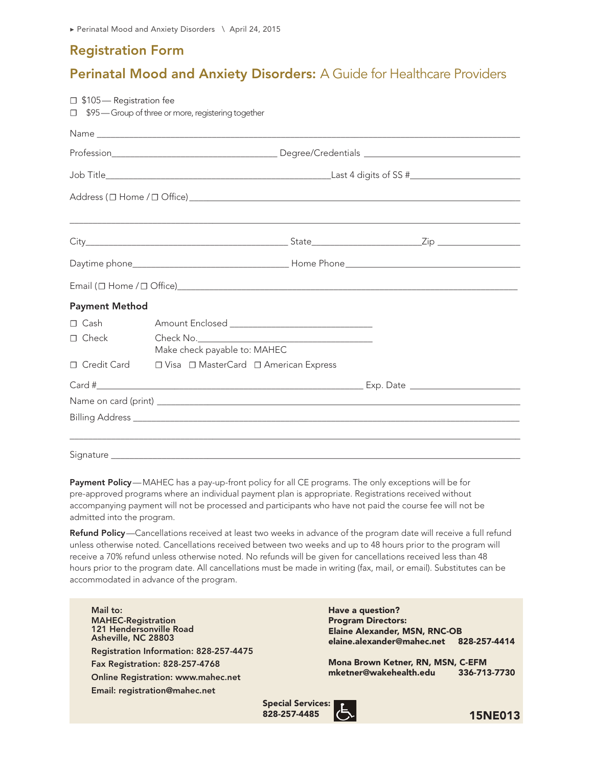## Registration Form

## Perinatal Mood and Anxiety Disorders: A Guide for Healthcare Providers

☐ $105— Registration fee
☐ $95—Group of three or more, registering together

Name ______________________________________________________________

Profession__________________________ Degree/Credentials __________________________

Job Title____________________________________Last 4 digits of SS #_________________

Address (☐ Home / ☐ Office) ________________________________________________

______________________________________________________________________

City_______________________________ State_________________Zip ______________

Daytime phone_________________________ Home Phone____________________________

Email (☐ Home / ☐ Office)__________________________________________________

### Payment Method

☐ Cash    Amount Enclosed ______________________

☐ Check    Check No.____________________________
Make check payable to: MAHEC

☐ Credit Card    ☐ Visa  ☐ MasterCard  ☐ American Express

Card #_____________________________________________ Exp. Date __________________

Name on card (print) ________________________________________________________

Billing Address _____________________________________________________________

______________________________________________________________________

Signature __________________________________________________________________

**Payment Policy**—MAHEC has a pay-up-front policy for all CE programs. The only exceptions will be for pre-approved programs where an individual payment plan is appropriate. Registrations received without accompanying payment will not be processed and participants who have not paid the course fee will not be admitted into the program.

**Refund Policy**—Cancellations received at least two weeks in advance of the program date will receive a full refund unless otherwise noted. Cancellations received between two weeks and up to 48 hours prior to the program will receive a 70% refund unless otherwise noted. No refunds will be given for cancellations received less than 48 hours prior to the program date. All cancellations must be made in writing (fax, mail, or email). Substitutes can be accommodated in advance of the program.

**Mail to:**
**MAHEC-Registration**
**121 Hendersonville Road**
**Asheville, NC 28803**

**Registration Information: 828-257-4475**
**Fax Registration: 828-257-4768**
**Online Registration: www.mahec.net**
**Email: registration@mahec.net**

**Have a question?**
**Program Directors:**
**Elaine Alexander, MSN, RNC-OB**
**elaine.alexander@mahec.net 828-257-4414**

**Mona Brown Ketner, RN, MSN, C-EFM**
**mketner@wakehealth.edu 336-713-7730**

**Special Services:**
**828-257-4485**

**15NE013**